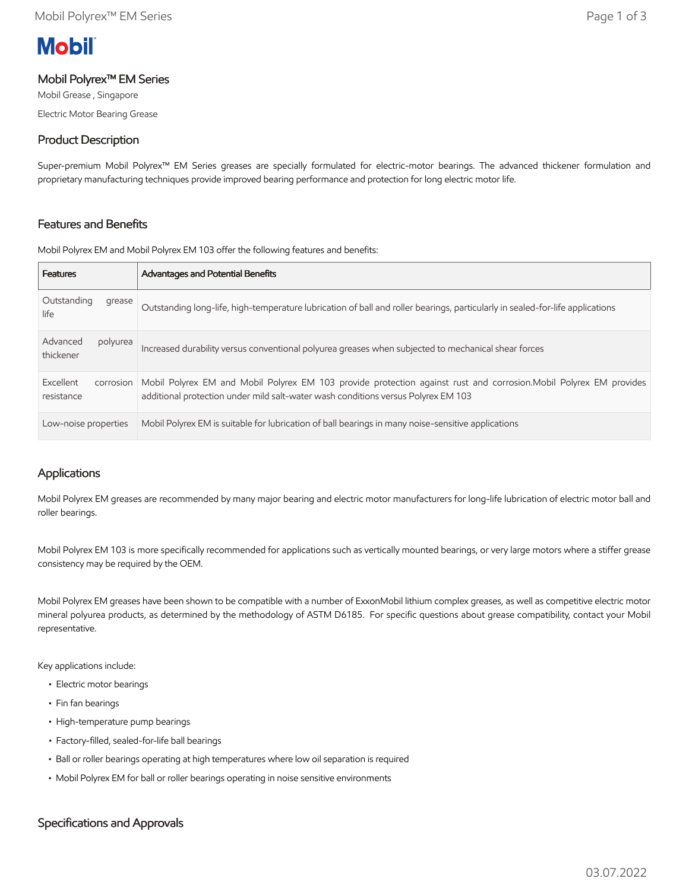Mobil

# Mobil Polyrex™ EM Series

Mobil Grease , Singapore

Electric Motor Bearing Grease

## Product Description

Super-premium Mobil Polyrex™ EM Series greases are specially formulated for electric-motor bearings. The advanced thickener formulation and proprietary manufacturing techniques provide improved bearing performance and protection for long electric motor life.

## Features and Benefits

Mobil Polyrex EM and Mobil Polyrex EM 103 offer the following features and benefits:

| Features | Advantages and Potential Benefits |
| --- | --- |
| Outstanding grease life | Outstanding long-life, high-temperature lubrication of ball and roller bearings, particularly in sealed-for-life applications |
| Advanced polyurea thickener | Increased durability versus conventional polyurea greases when subjected to mechanical shear forces |
| Excellent corrosion resistance | Mobil Polyrex EM and Mobil Polyrex EM 103 provide protection against rust and corrosion.Mobil Polyrex EM provides additional protection under mild salt-water wash conditions versus Polyrex EM 103 |
| Low-noise properties | Mobil Polyrex EM is suitable for lubrication of ball bearings in many noise-sensitive applications |

## Applications

Mobil Polyrex EM greases are recommended by many major bearing and electric motor manufacturers for long-life lubrication of electric motor ball and roller bearings.

Mobil Polyrex EM 103 is more specifically recommended for applications such as vertically mounted bearings, or very large motors where a stiffer grease consistency may be required by the OEM.

Mobil Polyrex EM greases have been shown to be compatible with a number of ExxonMobil lithium complex greases, as well as competitive electric motor mineral polyurea products, as determined by the methodology of ASTM D6185. For specific questions about grease compatibility, contact your Mobil representative.

Key applications include:

- Electric motor bearings
- Fin fan bearings
- High-temperature pump bearings
- Factory-filled, sealed-for-life ball bearings
- Ball or roller bearings operating at high temperatures where low oil separation is required
- Mobil Polyrex EM for ball or roller bearings operating in noise sensitive environments

## Specifications and Approvals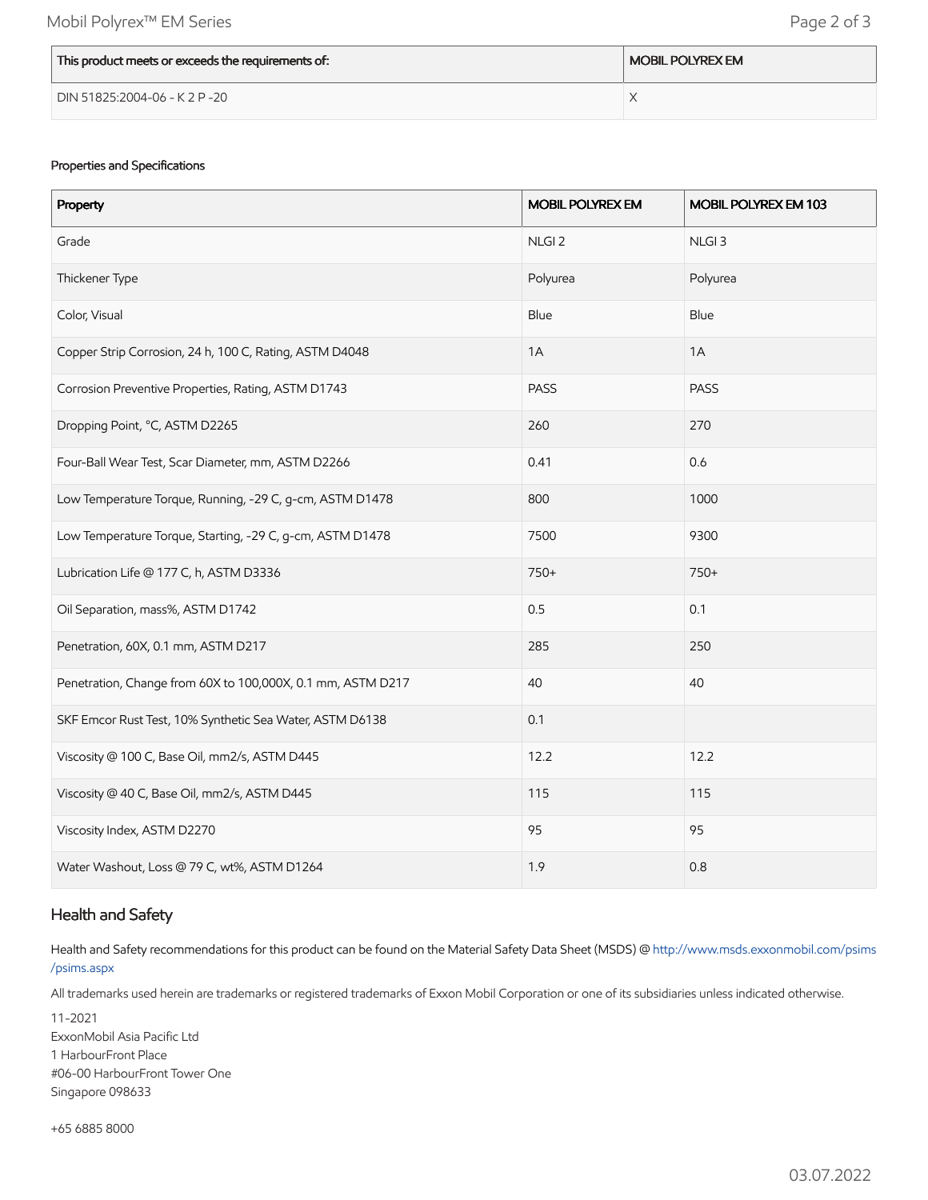| This product meets or exceeds the requirements of: | MOBIL POLYREX EM |
|---|---|
| DIN 51825:2004-06 - K 2 P -20 | X |

Properties and Specifications

| Property | MOBIL POLYREX EM | MOBIL POLYREX EM 103 |
|---|---|---|
| Grade | NLGI 2 | NLGI 3 |
| Thickener Type | Polyurea | Polyurea |
| Color, Visual | Blue | Blue |
| Copper Strip Corrosion, 24 h, 100 C, Rating, ASTM D4048 | 1A | 1A |
| Corrosion Preventive Properties, Rating, ASTM D1743 | PASS | PASS |
| Dropping Point, °C, ASTM D2265 | 260 | 270 |
| Four-Ball Wear Test, Scar Diameter, mm, ASTM D2266 | 0.41 | 0.6 |
| Low Temperature Torque, Running, -29 C, g-cm, ASTM D1478 | 800 | 1000 |
| Low Temperature Torque, Starting, -29 C, g-cm, ASTM D1478 | 7500 | 9300 |
| Lubrication Life @ 177 C, h, ASTM D3336 | 750+ | 750+ |
| Oil Separation, mass%, ASTM D1742 | 0.5 | 0.1 |
| Penetration, 60X, 0.1 mm, ASTM D217 | 285 | 250 |
| Penetration, Change from 60X to 100,000X, 0.1 mm, ASTM D217 | 40 | 40 |
| SKF Emcor Rust Test, 10% Synthetic Sea Water, ASTM D6138 | 0.1 | |
| Viscosity @ 100 C, Base Oil, mm2/s, ASTM D445 | 12.2 | 12.2 |
| Viscosity @ 40 C, Base Oil, mm2/s, ASTM D445 | 115 | 115 |
| Viscosity Index, ASTM D2270 | 95 | 95 |
| Water Washout, Loss @ 79 C, wt%, ASTM D1264 | 1.9 | 0.8 |

## Health and Safety

Health and Safety recommendations for this product can be found on the Material Safety Data Sheet (MSDS) @ http://www.msds.exxonmobil.com/psims/psims.aspx

All trademarks used herein are trademarks or registered trademarks of Exxon Mobil Corporation or one of its subsidiaries unless indicated otherwise.

11-2021
ExxonMobil Asia Pacific Ltd
1 HarbourFront Place
#06-00 HarbourFront Tower One
Singapore 098633

+65 6885 8000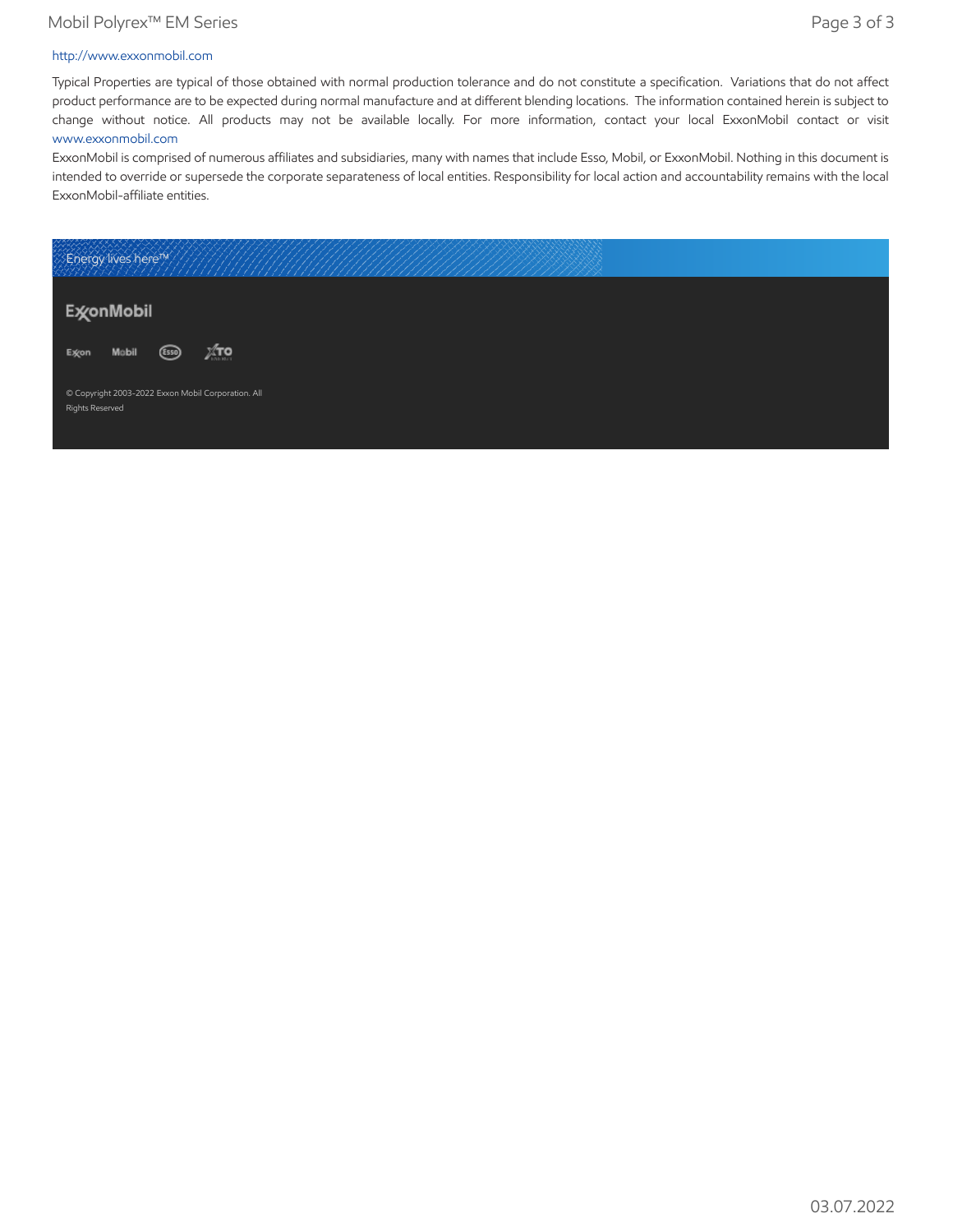http://www.exxonmobil.com

Typical Properties are typical of those obtained with normal production tolerance and do not constitute a specification. Variations that do not affect product performance are to be expected during normal manufacture and at different blending locations. The information contained herein is subject to change without notice. All products may not be available locally. For more information, contact your local ExxonMobil contact or visit www.exxonmobil.com

ExxonMobil is comprised of numerous affiliates and subsidiaries, many with names that include Esso, Mobil, or ExxonMobil. Nothing in this document is intended to override or supersede the corporate separateness of local entities. Responsibility for local action and accountability remains with the local ExxonMobil-affiliate entities.

Energy lives here™

ExxonMobil

Exxon Mobil Esso XTO

© Copyright 2003-2022 Exxon Mobil Corporation. All Rights Reserved

03.07.2022